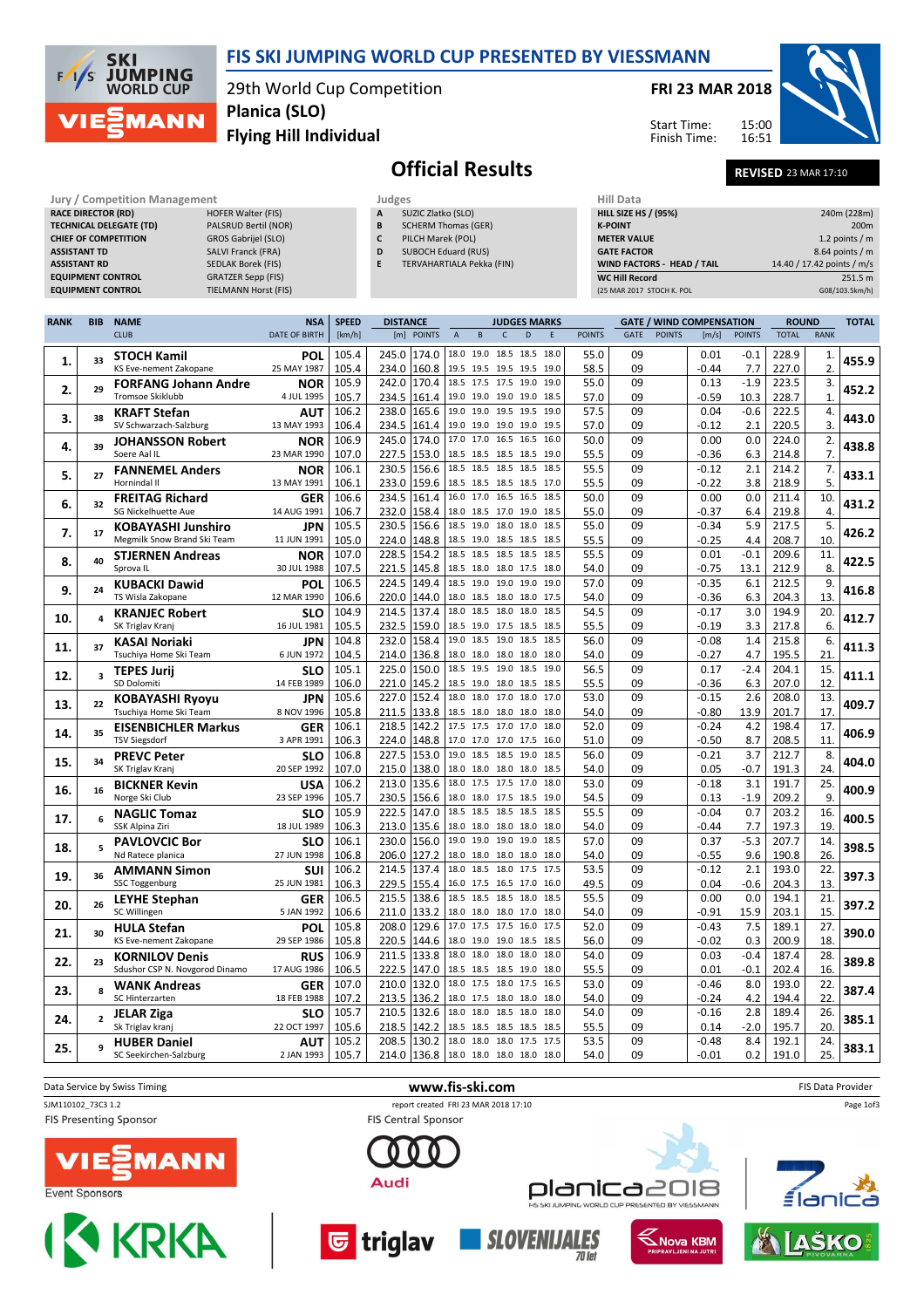# FIS SKI JUMPING WORLD CUP PRESENTED BY VIESSMANN

29th World Cup Competition
Planica (SLO)
Flying Hill Individual

FRI 23 MAR 2018

Start Time: 15:00
Finish Time: 16:51

## Official Results

**REVISED** 23 MAR 17:10

| Jury / Competition Management | |
|---|---|
| RACE DIRECTOR (RD) | HOFER Walter (FIS) |
| TECHNICAL DELEGATE (TD) | PALSRUD Bertil (NOR) |
| CHIEF OF COMPETITION | GROS Gabrijel (SLO) |
| ASSISTANT TD | SALVI Franck (FRA) |
| ASSISTANT RD | SEDLAK Borek (FIS) |
| EQUIPMENT CONTROL | GRATZER Sepp (FIS) |
| EQUIPMENT CONTROL | TIELMANN Horst (FIS) |

| Judges | |
|---|---|
| A | SUZIC Zlatko (SLO) |
| B | SCHERM Thomas (GER) |
| C | PILCH Marek (POL) |
| D | SUBOCH Eduard (RUS) |
| E | TERVAHARTIALA Pekka (FIN) |

| Hill Data | |
|---|---|
| HILL SIZE HS / (95%) | 240m (228m) |
| K-POINT | 200m |
| METER VALUE | 1.2 points / m |
| GATE FACTOR | 8.64 points / m |
| WIND FACTORS - HEAD / TAIL | 14.40 / 17.42 points / m/s |
| WC Hill Record | 251.5 m |
| (25 MAR 2017 STOCH K. POL | G08/103.5km/h) |

| RANK | BIB | NAME / CLUB | NSA / DATE OF BIRTH | SPEED [km/h] | DISTANCE [m] | DISTANCE POINTS | A | B | C | D | E | JUDGES POINTS | GATE | GATE POINTS | WIND [m/s] | WIND POINTS | ROUND TOTAL | ROUND RANK | TOTAL |
|---|---|---|---|---|---|---|---|---|---|---|---|---|---|---|---|---|---|---|---|
| 1. | 33 | STOCH Kamil | POL | 105.4 | 245.0 | 174.0 | 18.0 | 19.0 | 18.5 | 18.5 | 18.0 | 55.0 | 09 | | 0.01 | -0.1 | 228.9 | 1. | 455.9 |
| | | KS Eve-nement Zakopane | 25 MAY 1987 | 105.4 | 234.0 | 160.8 | 19.5 | 19.5 | 19.5 | 19.5 | 19.0 | 58.5 | 09 | | -0.44 | 7.7 | 227.0 | 2. | |
| 2. | 29 | FORFANG Johann Andre | NOR | 105.9 | 242.0 | 170.4 | 18.5 | 17.5 | 17.5 | 19.0 | 19.0 | 55.0 | 09 | | 0.13 | -1.9 | 223.5 | 3. | 452.2 |
| | | Tromsoe Skiklubb | 4 JUL 1995 | 105.7 | 234.5 | 161.4 | 19.0 | 19.0 | 19.0 | 19.0 | 18.5 | 57.0 | 09 | | -0.59 | 10.3 | 228.7 | 1. | |
| 3. | 38 | KRAFT Stefan | AUT | 106.2 | 238.0 | 165.6 | 19.0 | 19.0 | 19.5 | 19.5 | 19.0 | 57.5 | 09 | | 0.04 | -0.6 | 222.5 | 4. | 443.0 |
| | | SV Schwarzach-Salzburg | 13 MAY 1993 | 106.4 | 234.5 | 161.4 | 19.0 | 19.0 | 19.0 | 19.0 | 19.5 | 57.0 | 09 | | -0.12 | 2.1 | 220.5 | 3. | |
| 4. | 39 | JOHANSSON Robert | NOR | 106.9 | 245.0 | 174.0 | 17.0 | 17.0 | 16.5 | 16.5 | 16.0 | 50.0 | 09 | | 0.00 | 0.0 | 224.0 | 2. | 438.8 |
| | | Soere Aal IL | 23 MAR 1990 | 107.0 | 227.5 | 153.0 | 18.5 | 18.5 | 18.5 | 18.5 | 19.0 | 55.5 | 09 | | -0.36 | 6.3 | 214.8 | 7. | |
| 5. | 27 | FANNEMEL Anders | NOR | 106.1 | 230.5 | 156.6 | 18.5 | 18.5 | 18.5 | 18.5 | 18.5 | 55.5 | 09 | | -0.12 | 2.1 | 214.2 | 7. | 433.1 |
| | | Hornindal Il | 13 MAY 1991 | 106.1 | 233.0 | 159.6 | 18.5 | 18.5 | 18.5 | 18.5 | 17.0 | 55.5 | 09 | | -0.22 | 3.8 | 218.9 | 5. | |
| 6. | 32 | FREITAG Richard | GER | 106.6 | 234.5 | 161.4 | 16.0 | 17.0 | 16.5 | 16.5 | 18.5 | 50.0 | 09 | | 0.00 | 0.0 | 211.4 | 10. | 431.2 |
| | | SG Nickelhuette Aue | 14 AUG 1991 | 106.7 | 232.0 | 158.4 | 18.0 | 18.5 | 17.0 | 19.0 | 18.5 | 55.0 | 09 | | -0.37 | 6.4 | 219.8 | 4. | |
| 7. | 17 | KOBAYASHI Junshiro | JPN | 105.5 | 230.5 | 156.6 | 18.5 | 19.0 | 18.0 | 18.0 | 18.5 | 55.0 | 09 | | -0.34 | 5.9 | 217.5 | 5. | 426.2 |
| | | Megmilk Snow Brand Ski Team | 11 JUN 1991 | 105.0 | 224.0 | 148.8 | 18.5 | 19.0 | 18.5 | 18.5 | 18.5 | 55.5 | 09 | | -0.25 | 4.4 | 208.7 | 10. | |
| 8. | 40 | STJERNEN Andreas | NOR | 107.0 | 228.5 | 154.2 | 18.5 | 18.5 | 18.5 | 18.5 | 18.5 | 55.5 | 09 | | 0.01 | -0.1 | 209.6 | 11. | 422.5 |
| | | Sprova IL | 30 JUL 1988 | 107.5 | 221.5 | 145.8 | 18.5 | 18.0 | 18.0 | 17.5 | 18.0 | 54.0 | 09 | | -0.75 | 13.1 | 212.9 | 8. | |
| 9. | 24 | KUBACKI Dawid | POL | 106.5 | 224.5 | 149.4 | 18.5 | 19.0 | 19.0 | 19.0 | 19.0 | 57.0 | 09 | | -0.35 | 6.1 | 212.5 | 9. | 416.8 |
| | | TS Wisla Zakopane | 12 MAR 1990 | 106.6 | 220.0 | 144.0 | 18.0 | 18.5 | 18.0 | 18.0 | 17.5 | 54.0 | 09 | | -0.36 | 6.3 | 204.3 | 13. | |
| 10. | 4 | KRANJEC Robert | SLO | 104.9 | 214.5 | 137.4 | 18.0 | 18.5 | 18.0 | 18.0 | 18.5 | 54.5 | 09 | | -0.17 | 3.0 | 194.9 | 20. | 412.7 |
| | | SK Triglav Kranj | 16 JUL 1981 | 105.5 | 232.5 | 159.0 | 18.5 | 19.0 | 17.5 | 18.5 | 18.5 | 55.5 | 09 | | -0.19 | 3.3 | 217.8 | 6. | |
| 11. | 37 | KASAI Noriaki | JPN | 104.8 | 232.0 | 158.4 | 19.0 | 18.5 | 19.0 | 18.5 | 18.5 | 56.0 | 09 | | -0.08 | 1.4 | 215.8 | 6. | 411.3 |
| | | Tsuchiya Home Ski Team | 6 JUN 1972 | 104.5 | 214.0 | 136.8 | 18.0 | 18.0 | 18.0 | 18.0 | 18.0 | 54.0 | 09 | | -0.27 | 4.7 | 195.5 | 21. | |
| 12. | 3 | TEPES Jurij | SLO | 105.1 | 225.0 | 150.0 | 18.5 | 19.5 | 19.0 | 18.5 | 19.0 | 56.5 | 09 | | 0.17 | -2.4 | 204.1 | 15. | 411.1 |
| | | SD Dolomiti | 14 FEB 1989 | 106.0 | 221.0 | 145.2 | 18.5 | 19.0 | 18.0 | 18.5 | 18.5 | 55.5 | 09 | | -0.36 | 6.3 | 207.0 | 12. | |
| 13. | 22 | KOBAYASHI Ryoyu | JPN | 105.6 | 227.0 | 152.4 | 18.0 | 18.0 | 17.0 | 18.0 | 17.0 | 53.0 | 09 | | -0.15 | 2.6 | 208.0 | 13. | 409.7 |
| | | Tsuchiya Home Ski Team | 8 NOV 1996 | 105.8 | 211.5 | 133.8 | 18.5 | 18.0 | 18.0 | 18.0 | 18.0 | 54.0 | 09 | | -0.80 | 13.9 | 201.7 | 17. | |
| 14. | 35 | EISENBICHLER Markus | GER | 106.1 | 218.5 | 142.2 | 17.5 | 17.5 | 17.0 | 17.0 | 18.0 | 52.0 | 09 | | -0.24 | 4.2 | 198.4 | 17. | 406.9 |
| | | TSV Siegsdorf | 3 APR 1991 | 106.3 | 224.0 | 148.8 | 17.0 | 17.0 | 17.0 | 17.5 | 16.0 | 51.0 | 09 | | -0.50 | 8.7 | 208.5 | 11. | |
| 15. | 34 | PREVC Peter | SLO | 106.8 | 227.5 | 153.0 | 19.0 | 18.5 | 18.5 | 19.0 | 18.5 | 56.0 | 09 | | -0.21 | 3.7 | 212.7 | 8. | 404.0 |
| | | SK Triglav Kranj | 20 SEP 1992 | 107.0 | 215.0 | 138.0 | 18.0 | 18.0 | 18.0 | 18.0 | 18.5 | 54.0 | 09 | | 0.05 | -0.7 | 191.3 | 24. | |
| 16. | 16 | BICKNER Kevin | USA | 106.2 | 213.0 | 135.6 | 18.0 | 17.5 | 17.5 | 17.0 | 18.0 | 53.0 | 09 | | -0.18 | 3.1 | 191.7 | 25. | 400.9 |
| | | Norge Ski Club | 23 SEP 1996 | 105.7 | 230.5 | 156.6 | 18.0 | 18.0 | 17.5 | 18.5 | 19.0 | 54.5 | 09 | | 0.13 | -1.9 | 209.2 | 9. | |
| 17. | 6 | NAGLIC Tomaz | SLO | 105.9 | 222.5 | 147.0 | 18.5 | 18.5 | 18.5 | 18.5 | 18.5 | 55.5 | 09 | | -0.04 | 0.7 | 203.2 | 16. | 400.5 |
| | | SSK Alpina Ziri | 18 JUL 1989 | 106.3 | 213.0 | 135.6 | 18.0 | 18.0 | 18.0 | 18.0 | 18.0 | 54.0 | 09 | | -0.44 | 7.7 | 197.3 | 19. | |
| 18. | 5 | PAVLOVCIC Bor | SLO | 106.1 | 230.0 | 156.0 | 19.0 | 19.0 | 19.0 | 19.0 | 18.5 | 57.0 | 09 | | 0.37 | -5.3 | 207.7 | 14. | 398.5 |
| | | Nd Ratece planica | 27 JUN 1998 | 106.8 | 206.0 | 127.2 | 18.0 | 18.0 | 18.0 | 18.0 | 18.0 | 54.0 | 09 | | -0.55 | 9.6 | 190.8 | 26. | |
| 19. | 36 | AMMANN Simon | SUI | 106.2 | 214.5 | 137.4 | 18.0 | 18.5 | 18.0 | 17.5 | 17.5 | 53.5 | 09 | | -0.12 | 2.1 | 193.0 | 22. | 397.3 |
| | | SSC Toggenburg | 25 JUN 1981 | 106.3 | 229.5 | 155.4 | 16.0 | 17.5 | 16.5 | 17.0 | 16.0 | 49.5 | 09 | | 0.04 | -0.6 | 204.3 | 13. | |
| 20. | 26 | LEYHE Stephan | GER | 106.5 | 215.5 | 138.6 | 18.5 | 18.5 | 18.5 | 18.0 | 18.5 | 55.5 | 09 | | 0.00 | 0.0 | 194.1 | 21. | 397.2 |
| | | SC Willingen | 5 JAN 1992 | 106.6 | 211.0 | 133.2 | 18.0 | 18.0 | 18.0 | 17.0 | 18.0 | 54.0 | 09 | | -0.91 | 15.9 | 203.1 | 15. | |
| 21. | 30 | HULA Stefan | POL | 105.8 | 208.0 | 129.6 | 17.0 | 17.5 | 17.5 | 16.0 | 17.5 | 52.0 | 09 | | -0.43 | 7.5 | 189.1 | 27. | 390.0 |
| | | KS Eve-nement Zakopane | 29 SEP 1986 | 105.8 | 220.5 | 144.6 | 18.0 | 19.0 | 19.0 | 18.5 | 18.5 | 56.0 | 09 | | -0.02 | 0.3 | 200.9 | 18. | |
| 22. | 23 | KORNILOV Denis | RUS | 106.9 | 211.5 | 133.8 | 18.0 | 18.0 | 18.0 | 18.0 | 18.0 | 54.0 | 09 | | 0.03 | -0.4 | 187.4 | 28. | 389.8 |
| | | Sdushor CSP N. Novgorod Dinamo | 17 AUG 1986 | 106.5 | 222.5 | 147.0 | 18.5 | 18.5 | 18.5 | 19.0 | 18.0 | 55.5 | 09 | | 0.01 | -0.1 | 202.4 | 16. | |
| 23. | 8 | WANK Andreas | GER | 107.0 | 210.0 | 132.0 | 18.0 | 17.5 | 18.0 | 17.5 | 16.5 | 53.0 | 09 | | -0.46 | 8.0 | 193.0 | 22. | 387.4 |
| | | SC Hinterzarten | 18 FEB 1988 | 107.2 | 213.5 | 136.2 | 18.0 | 17.5 | 18.0 | 18.0 | 18.0 | 54.0 | 09 | | -0.24 | 4.2 | 194.4 | 22. | |
| 24. | 2 | JELAR Ziga | SLO | 105.7 | 210.5 | 132.6 | 18.0 | 18.0 | 18.5 | 18.0 | 18.0 | 54.0 | 09 | | -0.16 | 2.8 | 189.4 | 26. | 385.1 |
| | | Sk Triglav kranj | 22 OCT 1997 | 105.6 | 218.5 | 142.2 | 18.5 | 18.5 | 18.5 | 18.5 | 18.5 | 55.5 | 09 | | 0.14 | -2.0 | 195.7 | 20. | |
| 25. | 9 | HUBER Daniel | AUT | 105.2 | 208.5 | 130.2 | 18.0 | 18.0 | 18.0 | 17.5 | 17.5 | 53.5 | 09 | | -0.48 | 8.4 | 192.1 | 24. | 383.1 |
| | | SC Seekirchen-Salzburg | 2 JAN 1993 | 105.7 | 214.0 | 136.8 | 18.0 | 18.0 | 18.0 | 18.0 | 18.0 | 54.0 | 09 | | -0.01 | 0.2 | 191.0 | 25. | |

Data Service by Swiss Timing — www.fis-ski.com — FIS Data Provider

SJM110102_73C3 1.2 — report created FRI 23 MAR 2018 17:10

FIS Presenting Sponsor — FIS Central Sponsor

Event Sponsors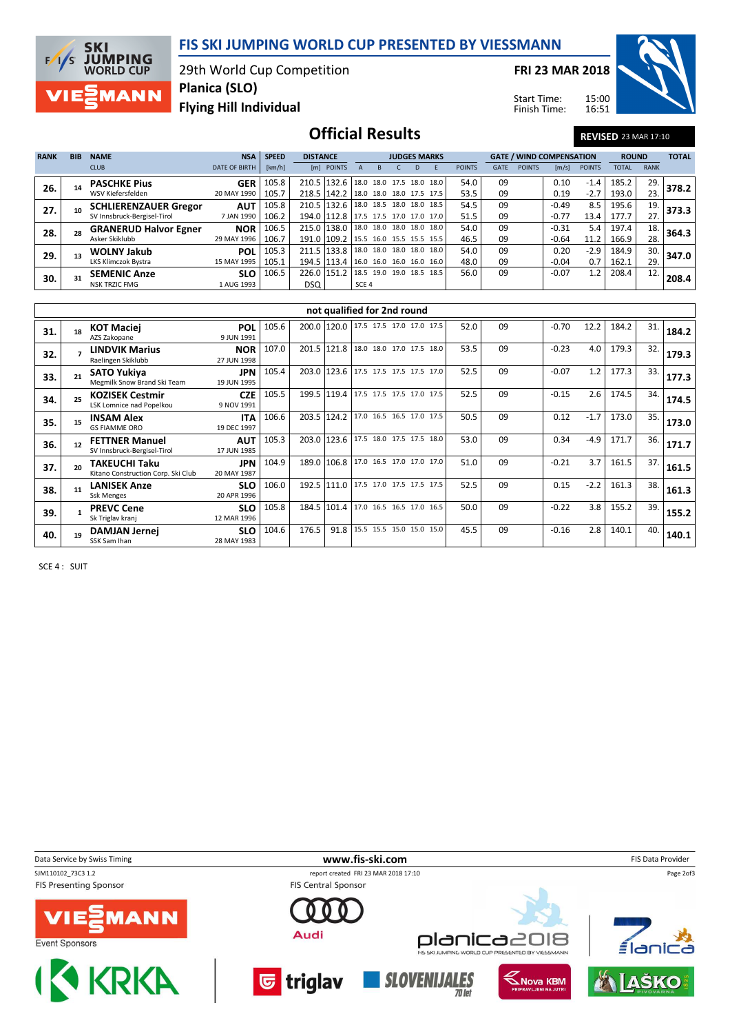# FIS SKI JUMPING WORLD CUP PRESENTED BY VIESSMANN

29th World Cup Competition
**Planica (SLO)**
**Flying Hill Individual**

**FRI 23 MAR 2018**

Start Time: 15:00
Finish Time: 16:51

## Official Results

**REVISED** 23 MAR 17:10

| RANK | BIB | NAME / CLUB | NSA / DATE OF BIRTH | SPEED [km/h] | DISTANCE [m] | DISTANCE POINTS | A | B | C | D | E | JUDGES POINTS | GATE | GATE POINTS | WIND [m/s] | WIND POINTS | ROUND TOTAL | ROUND RANK | TOTAL |
|---|---|---|---|---|---|---|---|---|---|---|---|---|---|---|---|---|---|---|---|
| 26. | 14 | **PASCHKE Pius** / WSV Kiefersfelden | **GER** / 20 MAY 1990 | 105.8 | 210.5 | 132.6 | 18.0 | 18.0 | 17.5 | 18.0 | 18.0 | 54.0 | 09 | | 0.10 | -1.4 | 185.2 | 29. | **378.2** |
| | | | | 105.7 | 218.5 | 142.2 | 18.0 | 18.0 | 18.0 | 17.5 | 17.5 | 53.5 | 09 | | 0.19 | -2.7 | 193.0 | 23. | |
| 27. | 10 | **SCHLIERENZAUER Gregor** / SV Innsbruck-Bergisel-Tirol | **AUT** / 7 JAN 1990 | 105.8 | 210.5 | 132.6 | 18.0 | 18.5 | 18.0 | 18.0 | 18.5 | 54.5 | 09 | | -0.49 | 8.5 | 195.6 | 19. | **373.3** |
| | | | | 106.2 | 194.0 | 112.8 | 17.5 | 17.5 | 17.0 | 17.0 | 17.0 | 51.5 | 09 | | -0.77 | 13.4 | 177.7 | 27. | |
| 28. | 28 | **GRANERUD Halvor Egner** / Asker Skiklubb | **NOR** / 29 MAY 1996 | 106.5 | 215.0 | 138.0 | 18.0 | 18.0 | 18.0 | 18.0 | 18.0 | 54.0 | 09 | | -0.31 | 5.4 | 197.4 | 18. | **364.3** |
| | | | | 106.7 | 191.0 | 109.2 | 15.5 | 16.0 | 15.5 | 15.5 | 15.5 | 46.5 | 09 | | -0.64 | 11.2 | 166.9 | 28. | |
| 29. | 13 | **WOLNY Jakub** / LKS Klimczok Bystra | **POL** / 15 MAY 1995 | 105.3 | 211.5 | 133.8 | 18.0 | 18.0 | 18.0 | 18.0 | 18.0 | 54.0 | 09 | | 0.20 | -2.9 | 184.9 | 30. | **347.0** |
| | | | | 105.1 | 194.5 | 113.4 | 16.0 | 16.0 | 16.0 | 16.0 | 16.0 | 48.0 | 09 | | -0.04 | 0.7 | 162.1 | 29. | |
| 30. | 31 | **SEMENIC Anze** / NSK TRZIC FMG | **SLO** / 1 AUG 1993 | 106.5 | 226.0 | 151.2 | 18.5 | 19.0 | 19.0 | 18.5 | 18.5 | 56.0 | 09 | | -0.07 | 1.2 | 208.4 | 12. | **208.4** |
| | | | | | DSQ | | SCE 4 | | | | | | | | | | | | |

### not qualified for 2nd round

| RANK | BIB | NAME / CLUB | NSA / DATE OF BIRTH | SPEED [km/h] | DISTANCE [m] | DISTANCE POINTS | A | B | C | D | E | JUDGES POINTS | GATE | GATE POINTS | WIND [m/s] | WIND POINTS | ROUND TOTAL | ROUND RANK | TOTAL |
|---|---|---|---|---|---|---|---|---|---|---|---|---|---|---|---|---|---|---|---|
| 31. | 18 | **KOT Maciej** / AZS Zakopane | **POL** / 9 JUN 1991 | 105.6 | 200.0 | 120.0 | 17.5 | 17.5 | 17.0 | 17.0 | 17.5 | 52.0 | 09 | | -0.70 | 12.2 | 184.2 | 31. | **184.2** |
| 32. | 7 | **LINDVIK Marius** / Raelingen Skiklubb | **NOR** / 27 JUN 1998 | 107.0 | 201.5 | 121.8 | 18.0 | 18.0 | 17.0 | 17.5 | 18.0 | 53.5 | 09 | | -0.23 | 4.0 | 179.3 | 32. | **179.3** |
| 33. | 21 | **SATO Yukiya** / Megmilk Snow Brand Ski Team | **JPN** / 19 JUN 1995 | 105.4 | 203.0 | 123.6 | 17.5 | 17.5 | 17.5 | 17.5 | 17.0 | 52.5 | 09 | | -0.07 | 1.2 | 177.3 | 33. | **177.3** |
| 34. | 25 | **KOZISEK Cestmir** / LSK Lomnice nad Popelkou | **CZE** / 9 NOV 1991 | 105.5 | 199.5 | 119.4 | 17.5 | 17.5 | 17.5 | 17.0 | 17.5 | 52.5 | 09 | | -0.15 | 2.6 | 174.5 | 34. | **174.5** |
| 35. | 15 | **INSAM Alex** / GS FIAMME ORO | **ITA** / 19 DEC 1997 | 106.6 | 203.5 | 124.2 | 17.0 | 16.5 | 16.5 | 17.0 | 17.5 | 50.5 | 09 | | 0.12 | -1.7 | 173.0 | 35. | **173.0** |
| 36. | 12 | **FETTNER Manuel** / SV Innsbruck-Bergisel-Tirol | **AUT** / 17 JUN 1985 | 105.3 | 203.0 | 123.6 | 17.5 | 18.0 | 17.5 | 17.5 | 18.0 | 53.0 | 09 | | 0.34 | -4.9 | 171.7 | 36. | **171.7** |
| 37. | 20 | **TAKEUCHI Taku** / Kitano Construction Corp. Ski Club | **JPN** / 20 MAY 1987 | 104.9 | 189.0 | 106.8 | 17.0 | 16.5 | 17.0 | 17.0 | 17.0 | 51.0 | 09 | | -0.21 | 3.7 | 161.5 | 37. | **161.5** |
| 38. | 11 | **LANISEK Anze** / Ssk Menges | **SLO** / 20 APR 1996 | 106.0 | 192.5 | 111.0 | 17.5 | 17.0 | 17.5 | 17.5 | 17.5 | 52.5 | 09 | | 0.15 | -2.2 | 161.3 | 38. | **161.3** |
| 39. | 1 | **PREVC Cene** / Sk Triglav kranj | **SLO** / 12 MAR 1996 | 105.8 | 184.5 | 101.4 | 17.0 | 16.5 | 16.5 | 17.0 | 16.5 | 50.0 | 09 | | -0.22 | 3.8 | 155.2 | 39. | **155.2** |
| 40. | 19 | **DAMJAN Jernej** / SSK Sam Ihan | **SLO** / 28 MAY 1983 | 104.6 | 176.5 | 91.8 | 15.5 | 15.5 | 15.0 | 15.0 | 15.0 | 45.5 | 09 | | -0.16 | 2.8 | 140.1 | 40. | **140.1** |

SCE 4 : SUIT

Data Service by Swiss Timing | www.fis-ski.com | FIS Data Provider

SJM110102_73C3 1.2 | report created FRI 23 MAR 2018 17:10

FIS Presenting Sponsor: VIESSMANN | FIS Central Sponsor: Audi

Event Sponsors: KRKA, triglav, SLOVENIJALES, Nova KBM, LAŠKO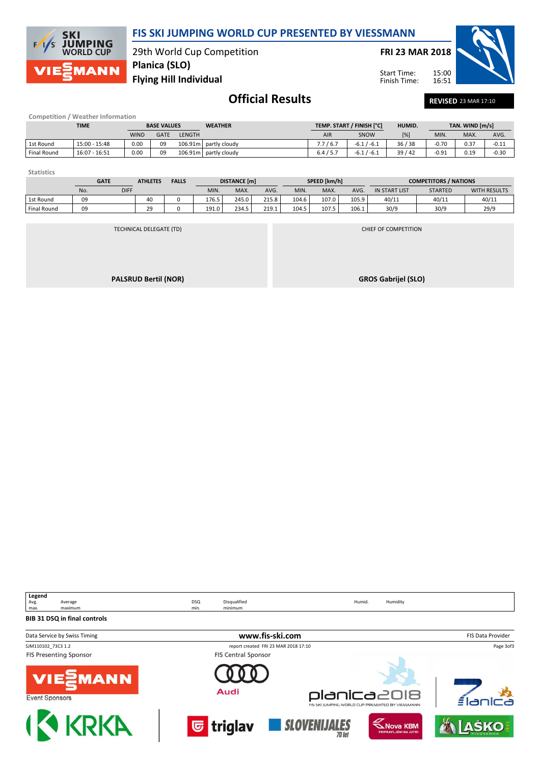# FIS SKI JUMPING WORLD CUP PRESENTED BY VIESSMANN

29th World Cup Competition
**Planica (SLO)**
**Flying Hill Individual**

**FRI 23 MAR 2018**

Start Time: 15:00
Finish Time: 16:51

## Official Results

**REVISED** 23 MAR 17:10

Competition / Weather Information

| | TIME | BASE VALUES | | | WEATHER | TEMP. START / FINISH [°C] | | HUMID. | TAN. WIND [m/s] | | |
|---|---|---|---|---|---|---|---|---|---|---|---|
| | | WIND | GATE | LENGTH | | AIR | SNOW | [%] | MIN. | MAX. | AVG. |
| 1st Round | 15:00 - 15:48 | 0.00 | 09 | 106.91m | partly cloudy | 7.7 / 6.7 | -6.1 / -6.1 | 36 / 38 | -0.70 | 0.37 | -0.11 |
| Final Round | 16:07 - 16:51 | 0.00 | 09 | 106.91m | partly cloudy | 6.4 / 5.7 | -6.1 / -6.1 | 39 / 42 | -0.91 | 0.19 | -0.30 |

Statistics

| | GATE | | ATHLETES | FALLS | DISTANCE [m] | | | SPEED [km/h] | | | COMPETITORS / NATIONS | | |
|---|---|---|---|---|---|---|---|---|---|---|---|---|---|
| | No. | DIFF | | | MIN. | MAX. | AVG. | MIN. | MAX. | AVG. | IN START LIST | STARTED | WITH RESULTS |
| 1st Round | 09 | | 40 | 0 | 176.5 | 245.0 | 215.8 | 104.6 | 107.0 | 105.9 | 40/11 | 40/11 | 40/11 |
| Final Round | 09 | | 29 | 0 | 191.0 | 234.5 | 219.1 | 104.5 | 107.5 | 106.1 | 30/9 | 30/9 | 29/9 |

| TECHNICAL DELEGATE (TD) | CHIEF OF COMPETITION |
|---|---|
| **PALSRUD Bertil (NOR)** | **GROS Gabrijel (SLO)** |

**Legend**

| | | | | | |
|---|---|---|---|---|---|
| Avg. | Average | DSQ | Disqualified | Humid. | Humidity |
| max. | maximum | min. | minimum | | |

**BIB 31 DSQ in final controls**

Data Service by Swiss Timing | www.fis-ski.com | FIS Data Provider

SJM110102_73C3 1.2 | report created FRI 23 MAR 2018 17:10

FIS Presenting Sponsor: VIESSMANN

FIS Central Sponsor: Audi

Event Sponsors: KRKA, triglav, SLOVENIJALES 70 let, Nova KBM, LAŠKO, planica2018, Planica